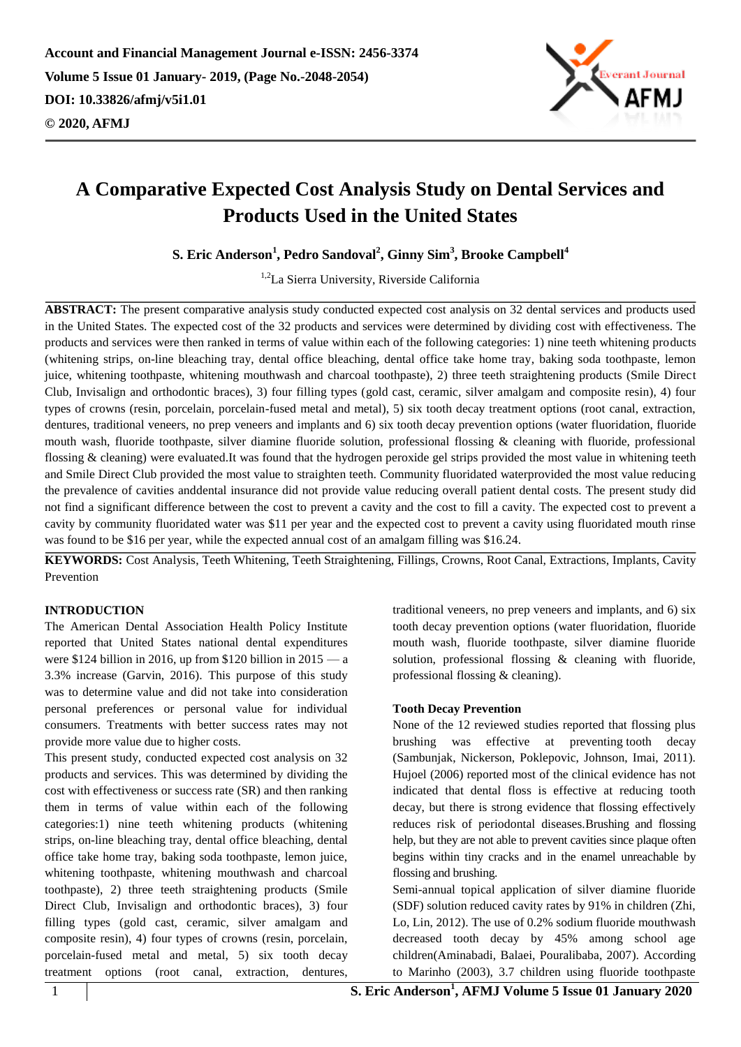Account and Financial Management Journal e-ISSN: 2456-3374
Volume 5 Issue 01 January- 2019, (Page No.-2048-2054)
DOI: 10.33826/afmj/v5i1.01
© 2020, AFMJ

# A Comparative Expected Cost Analysis Study on Dental Services and Products Used in the United States

**S. Eric Anderson[1], Pedro Sandoval[2], Ginny Sim[3], Brooke Campbell[4]**

[1,2]La Sierra University, Riverside California

**ABSTRACT:** The present comparative analysis study conducted expected cost analysis on 32 dental services and products used in the United States. The expected cost of the 32 products and services were determined by dividing cost with effectiveness. The products and services were then ranked in terms of value within each of the following categories: 1) nine teeth whitening products (whitening strips, on-line bleaching tray, dental office bleaching, dental office take home tray, baking soda toothpaste, lemon juice, whitening toothpaste, whitening mouthwash and charcoal toothpaste), 2) three teeth straightening products (Smile Direct Club, Invisalign and orthodontic braces), 3) four filling types (gold cast, ceramic, silver amalgam and composite resin), 4) four types of crowns (resin, porcelain, porcelain-fused metal and metal), 5) six tooth decay treatment options (root canal, extraction, dentures, traditional veneers, no prep veneers and implants and 6) six tooth decay prevention options (water fluoridation, fluoride mouth wash, fluoride toothpaste, silver diamine fluoride solution, professional flossing & cleaning with fluoride, professional flossing & cleaning) were evaluated.It was found that the hydrogen peroxide gel strips provided the most value in whitening teeth and Smile Direct Club provided the most value to straighten teeth. Community fluoridated waterprovided the most value reducing the prevalence of cavities anddental insurance did not provide value reducing overall patient dental costs. The present study did not find a significant difference between the cost to prevent a cavity and the cost to fill a cavity. The expected cost to prevent a cavity by community fluoridated water was $11 per year and the expected cost to prevent a cavity using fluoridated mouth rinse was found to be $16 per year, while the expected annual cost of an amalgam filling was $16.24.

**KEYWORDS:** Cost Analysis, Teeth Whitening, Teeth Straightening, Fillings, Crowns, Root Canal, Extractions, Implants, Cavity Prevention

## INTRODUCTION

The American Dental Association Health Policy Institute reported that United States national dental expenditures were $124 billion in 2016, up from $120 billion in 2015 — a 3.3% increase (Garvin, 2016). This purpose of this study was to determine value and did not take into consideration personal preferences or personal value for individual consumers. Treatments with better success rates may not provide more value due to higher costs.

This present study, conducted expected cost analysis on 32 products and services. This was determined by dividing the cost with effectiveness or success rate (SR) and then ranking them in terms of value within each of the following categories:1) nine teeth whitening products (whitening strips, on-line bleaching tray, dental office bleaching, dental office take home tray, baking soda toothpaste, lemon juice, whitening toothpaste, whitening mouthwash and charcoal toothpaste), 2) three teeth straightening products (Smile Direct Club, Invisalign and orthodontic braces), 3) four filling types (gold cast, ceramic, silver amalgam and composite resin), 4) four types of crowns (resin, porcelain, porcelain-fused metal and metal), 5) six tooth decay treatment options (root canal, extraction, dentures, traditional veneers, no prep veneers and implants, and 6) six tooth decay prevention options (water fluoridation, fluoride mouth wash, fluoride toothpaste, silver diamine fluoride solution, professional flossing & cleaning with fluoride, professional flossing & cleaning).

### Tooth Decay Prevention

None of the 12 reviewed studies reported that flossing plus brushing was effective at preventing tooth decay (Sambunjak, Nickerson, Poklepovic, Johnson, Imai, 2011). Hujoel (2006) reported most of the clinical evidence has not indicated that dental floss is effective at reducing tooth decay, but there is strong evidence that flossing effectively reduces risk of periodontal diseases.Brushing and flossing help, but they are not able to prevent cavities since plaque often begins within tiny cracks and in the enamel unreachable by flossing and brushing.

Semi-annual topical application of silver diamine fluoride (SDF) solution reduced cavity rates by 91% in children (Zhi, Lo, Lin, 2012). The use of 0.2% sodium fluoride mouthwash decreased tooth decay by 45% among school age children(Aminabadi, Balaei, Pouralibaba, 2007). According to Marinho (2003), 3.7 children using fluoride toothpaste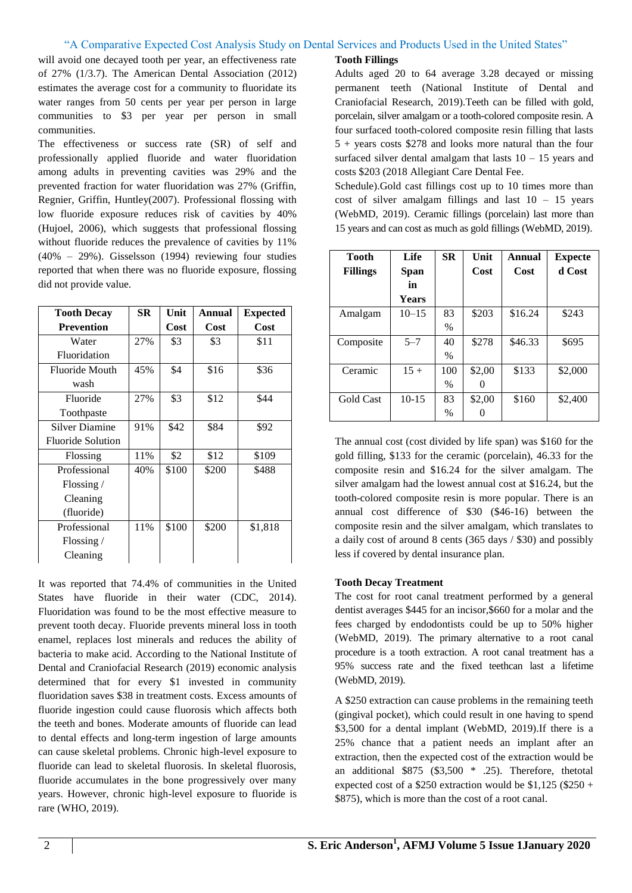will avoid one decayed tooth per year, an effectiveness rate of 27% (1/3.7). The American Dental Association (2012) estimates the average cost for a community to fluoridate its water ranges from 50 cents per year per person in large communities to $3 per year per person in small communities.

The effectiveness or success rate (SR) of self and professionally applied fluoride and water fluoridation among adults in preventing cavities was 29% and the prevented fraction for water fluoridation was 27% (Griffin, Regnier, Griffin, Huntley(2007). Professional flossing with low fluoride exposure reduces risk of cavities by 40% (Hujoel, 2006), which suggests that professional flossing without fluoride reduces the prevalence of cavities by 11% (40% – 29%). Gisselsson (1994) reviewing four studies reported that when there was no fluoride exposure, flossing did not provide value.

| Tooth Decay Prevention | SR | Unit Cost | Annual Cost | Expected Cost |
|---|---|---|---|---|
| Water Fluoridation | 27% | $3 | $3 | $11 |
| Fluoride Mouth wash | 45% | $4 | $16 | $36 |
| Fluoride Toothpaste | 27% | $3 | $12 | $44 |
| Silver Diamine Fluoride Solution | 91% | $42 | $84 | $92 |
| Flossing | 11% | $2 | $12 | $109 |
| Professional Flossing / Cleaning (fluoride) | 40% | $100 | $200 | $488 |
| Professional Flossing / Cleaning | 11% | $100 | $200 | $1,818 |

It was reported that 74.4% of communities in the United States have fluoride in their water (CDC, 2014). Fluoridation was found to be the most effective measure to prevent tooth decay. Fluoride prevents mineral loss in tooth enamel, replaces lost minerals and reduces the ability of bacteria to make acid. According to the National Institute of Dental and Craniofacial Research (2019) economic analysis determined that for every $1 invested in community fluoridation saves $38 in treatment costs. Excess amounts of fluoride ingestion could cause fluorosis which affects both the teeth and bones. Moderate amounts of fluoride can lead to dental effects and long-term ingestion of large amounts can cause skeletal problems. Chronic high-level exposure to fluoride can lead to skeletal fluorosis. In skeletal fluorosis, fluoride accumulates in the bone progressively over many years. However, chronic high-level exposure to fluoride is rare (WHO, 2019).

**Tooth Fillings**

Adults aged 20 to 64 average 3.28 decayed or missing permanent teeth (National Institute of Dental and Craniofacial Research, 2019).Teeth can be filled with gold, porcelain, silver amalgam or a tooth-colored composite resin. A four surfaced tooth-colored composite resin filling that lasts 5 + years costs $278 and looks more natural than the four surfaced silver dental amalgam that lasts 10 – 15 years and costs $203 (2018 Allegiant Care Dental Fee.

Schedule).Gold cast fillings cost up to 10 times more than cost of silver amalgam fillings and last 10 – 15 years (WebMD, 2019). Ceramic fillings (porcelain) last more than 15 years and can cost as much as gold fillings (WebMD, 2019).

| Tooth Fillings | Life Span in Years | SR | Unit Cost | Annual Cost | Expected Cost |
|---|---|---|---|---|---|
| Amalgam | 10–15 | 83 % | $203 | $16.24 | $243 |
| Composite | 5–7 | 40 % | $278 | $46.33 | $695 |
| Ceramic | 15 + | 100 % | $2,000 | $133 | $2,000 |
| Gold Cast | 10-15 | 83 % | $2,000 | $160 | $2,400 |

The annual cost (cost divided by life span) was $160 for the gold filling, $133 for the ceramic (porcelain), 46.33 for the composite resin and $16.24 for the silver amalgam. The silver amalgam had the lowest annual cost at $16.24, but the tooth-colored composite resin is more popular. There is an annual cost difference of $30 ($46-16) between the composite resin and the silver amalgam, which translates to a daily cost of around 8 cents (365 days / $30) and possibly less if covered by dental insurance plan.

**Tooth Decay Treatment**

The cost for root canal treatment performed by a general dentist averages $445 for an incisor,$660 for a molar and the fees charged by endodontists could be up to 50% higher (WebMD, 2019). The primary alternative to a root canal procedure is a tooth extraction. A root canal treatment has a 95% success rate and the fixed teethcan last a lifetime (WebMD, 2019).

A $250 extraction can cause problems in the remaining teeth (gingival pocket), which could result in one having to spend $3,500 for a dental implant (WebMD, 2019).If there is a 25% chance that a patient needs an implant after an extraction, then the expected cost of the extraction would be an additional $875 ($3,500 * .25). Therefore, thetotal expected cost of a $250 extraction would be $1,125 ($250 + $875), which is more than the cost of a root canal.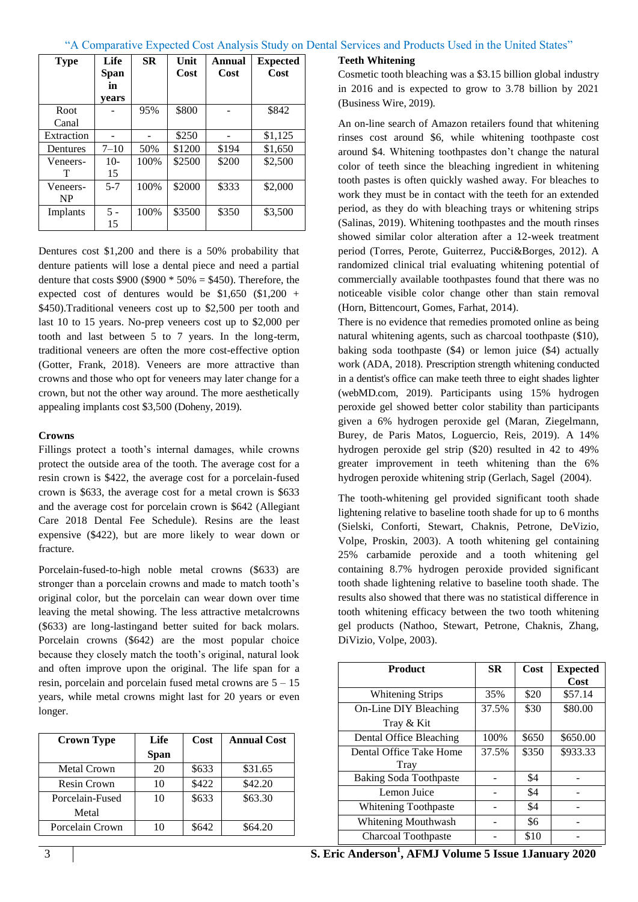| Type | Life Span in years | SR | Unit Cost | Annual Cost | Expected Cost |
|---|---|---|---|---|---|
| Root Canal | - | 95% | $800 | - | $842 |
| Extraction | - | - | $250 | - | $1,125 |
| Dentures | 7–10 | 50% | $1200 | $194 | $1,650 |
| Veneers-T | 10-15 | 100% | $2500 | $200 | $2,500 |
| Veneers-NP | 5-7 | 100% | $2000 | $333 | $2,000 |
| Implants | 5 - 15 | 100% | $3500 | $350 | $3,500 |

Dentures cost $1,200 and there is a 50% probability that denture patients will lose a dental piece and need a partial denture that costs $900 ($900 * 50% = $450). Therefore, the expected cost of dentures would be $1,650 ($1,200 + $450).Traditional veneers cost up to $2,500 per tooth and last 10 to 15 years. No-prep veneers cost up to $2,000 per tooth and last between 5 to 7 years. In the long-term, traditional veneers are often the more cost-effective option (Gotter, Frank, 2018). Veneers are more attractive than crowns and those who opt for veneers may later change for a crown, but not the other way around. The more aesthetically appealing implants cost $3,500 (Doheny, 2019).

**Crowns**

Fillings protect a tooth's internal damages, while crowns protect the outside area of the tooth. The average cost for a resin crown is $422, the average cost for a porcelain-fused crown is $633, the average cost for a metal crown is $633 and the average cost for porcelain crown is $642 (Allegiant Care 2018 Dental Fee Schedule). Resins are the least expensive ($422), but are more likely to wear down or fracture.

Porcelain-fused-to-high noble metal crowns ($633) are stronger than a porcelain crowns and made to match tooth's original color, but the porcelain can wear down over time leaving the metal showing. The less attractive metalcrowns ($633) are long-lastingand better suited for back molars. Porcelain crowns ($642) are the most popular choice because they closely match the tooth's original, natural look and often improve upon the original. The life span for a resin, porcelain and porcelain fused metal crowns are 5 – 15 years, while metal crowns might last for 20 years or even longer.

| Crown Type | Life Span | Cost | Annual Cost |
|---|---|---|---|
| Metal Crown | 20 | $633 | $31.65 |
| Resin Crown | 10 | $422 | $42.20 |
| Porcelain-Fused Metal | 10 | $633 | $63.30 |
| Porcelain Crown | 10 | $642 | $64.20 |

**Teeth Whitening**

Cosmetic tooth bleaching was a $3.15 billion global industry in 2016 and is expected to grow to 3.78 billion by 2021 (Business Wire, 2019).

An on-line search of Amazon retailers found that whitening rinses cost around $6, while whitening toothpaste cost around $4. Whitening toothpastes don't change the natural color of teeth since the bleaching ingredient in whitening tooth pastes is often quickly washed away. For bleaches to work they must be in contact with the teeth for an extended period, as they do with bleaching trays or whitening strips (Salinas, 2019). Whitening toothpastes and the mouth rinses showed similar color alteration after a 12-week treatment period (Torres, Perote, Guiterrez, Pucci&Borges, 2012). A randomized clinical trial evaluating whitening potential of commercially available toothpastes found that there was no noticeable visible color change other than stain removal (Horn, Bittencourt, Gomes, Farhat, 2014).

There is no evidence that remedies promoted online as being natural whitening agents, such as charcoal toothpaste ($10), baking soda toothpaste ($4) or lemon juice ($4) actually work (ADA, 2018). Prescription strength whitening conducted in a dentist's office can make teeth three to eight shades lighter (webMD.com, 2019). Participants using 15% hydrogen peroxide gel showed better color stability than participants given a 6% hydrogen peroxide gel (Maran, Ziegelmann, Burey, de Paris Matos, Loguercio, Reis, 2019). A 14% hydrogen peroxide gel strip ($20) resulted in 42 to 49% greater improvement in teeth whitening than the 6% hydrogen peroxide whitening strip (Gerlach, Sagel (2004).

The tooth-whitening gel provided significant tooth shade lightening relative to baseline tooth shade for up to 6 months (Sielski, Conforti, Stewart, Chaknis, Petrone, DeVizio, Volpe, Proskin, 2003). A tooth whitening gel containing 25% carbamide peroxide and a tooth whitening gel containing 8.7% hydrogen peroxide provided significant tooth shade lightening relative to baseline tooth shade. The results also showed that there was no statistical difference in tooth whitening efficacy between the two tooth whitening gel products (Nathoo, Stewart, Petrone, Chaknis, Zhang, DiVizio, Volpe, 2003).

| Product | SR | Cost | Expected Cost |
|---|---|---|---|
| Whitening Strips | 35% | $20 | $57.14 |
| On-Line DIY Bleaching Tray & Kit | 37.5% | $30 | $80.00 |
| Dental Office Bleaching | 100% | $650 | $650.00 |
| Dental Office Take Home Tray | 37.5% | $350 | $933.33 |
| Baking Soda Toothpaste | - | $4 | - |
| Lemon Juice | - | $4 | - |
| Whitening Toothpaste | - | $4 | - |
| Whitening Mouthwash | - | $6 | - |
| Charcoal Toothpaste | - | $10 | - |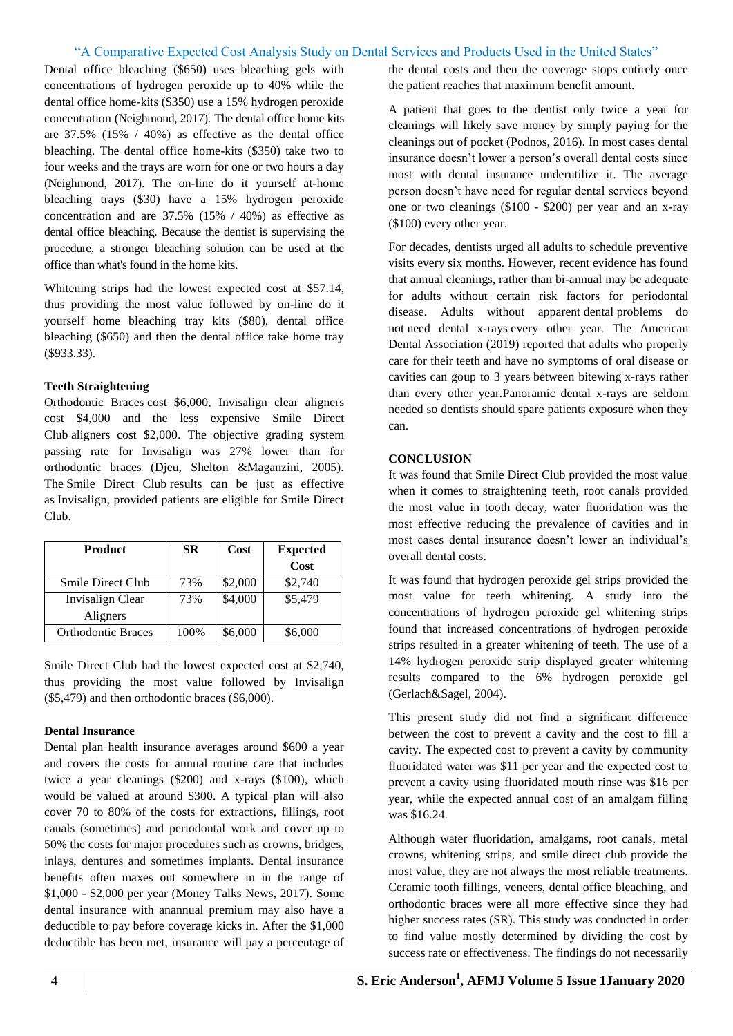Dental office bleaching ($650) uses bleaching gels with concentrations of hydrogen peroxide up to 40% while the dental office home-kits ($350) use a 15% hydrogen peroxide concentration (Neighmond, 2017). The dental office home kits are 37.5% (15% / 40%) as effective as the dental office bleaching. The dental office home-kits ($350) take two to four weeks and the trays are worn for one or two hours a day (Neighmond, 2017). The on-line do it yourself at-home bleaching trays ($30) have a 15% hydrogen peroxide concentration and are 37.5% (15% / 40%) as effective as dental office bleaching. Because the dentist is supervising the procedure, a stronger bleaching solution can be used at the office than what's found in the home kits.

Whitening strips had the lowest expected cost at $57.14, thus providing the most value followed by on-line do it yourself home bleaching tray kits ($80), dental office bleaching ($650) and then the dental office take home tray ($933.33).

**Teeth Straightening**

Orthodontic Braces cost $6,000, Invisalign clear aligners cost $4,000 and the less expensive Smile Direct Club aligners cost $2,000. The objective grading system passing rate for Invisalign was 27% lower than for orthodontic braces (Djeu, Shelton &Maganzini, 2005). The Smile Direct Club results can be just as effective as Invisalign, provided patients are eligible for Smile Direct Club.

| Product | SR | Cost | Expected Cost |
|---|---|---|---|
| Smile Direct Club | 73% | $2,000 | $2,740 |
| Invisalign Clear Aligners | 73% | $4,000 | $5,479 |
| Orthodontic Braces | 100% | $6,000 | $6,000 |

Smile Direct Club had the lowest expected cost at $2,740, thus providing the most value followed by Invisalign ($5,479) and then orthodontic braces ($6,000).

**Dental Insurance**

Dental plan health insurance averages around $600 a year and covers the costs for annual routine care that includes twice a year cleanings ($200) and x-rays ($100), which would be valued at around $300. A typical plan will also cover 70 to 80% of the costs for extractions, fillings, root canals (sometimes) and periodontal work and cover up to 50% the costs for major procedures such as crowns, bridges, inlays, dentures and sometimes implants. Dental insurance benefits often maxes out somewhere in in the range of $1,000 - $2,000 per year (Money Talks News, 2017). Some dental insurance with anannual premium may also have a deductible to pay before coverage kicks in. After the $1,000 deductible has been met, insurance will pay a percentage of the dental costs and then the coverage stops entirely once the patient reaches that maximum benefit amount.

A patient that goes to the dentist only twice a year for cleanings will likely save money by simply paying for the cleanings out of pocket (Podnos, 2016). In most cases dental insurance doesn't lower a person's overall dental costs since most with dental insurance underutilize it. The average person doesn't have need for regular dental services beyond one or two cleanings ($100 - $200) per year and an x-ray ($100) every other year.

For decades, dentists urged all adults to schedule preventive visits every six months. However, recent evidence has found that annual cleanings, rather than bi-annual may be adequate for adults without certain risk factors for periodontal disease. Adults without apparent dental problems do not need dental x-rays every other year. The American Dental Association (2019) reported that adults who properly care for their teeth and have no symptoms of oral disease or cavities can goup to 3 years between bitewing x-rays rather than every other year.Panoramic dental x-rays are seldom needed so dentists should spare patients exposure when they can.

**CONCLUSION**

It was found that Smile Direct Club provided the most value when it comes to straightening teeth, root canals provided the most value in tooth decay, water fluoridation was the most effective reducing the prevalence of cavities and in most cases dental insurance doesn't lower an individual's overall dental costs.

It was found that hydrogen peroxide gel strips provided the most value for teeth whitening. A study into the concentrations of hydrogen peroxide gel whitening strips found that increased concentrations of hydrogen peroxide strips resulted in a greater whitening of teeth. The use of a 14% hydrogen peroxide strip displayed greater whitening results compared to the 6% hydrogen peroxide gel (Gerlach&Sagel, 2004).

This present study did not find a significant difference between the cost to prevent a cavity and the cost to fill a cavity. The expected cost to prevent a cavity by community fluoridated water was $11 per year and the expected cost to prevent a cavity using fluoridated mouth rinse was $16 per year, while the expected annual cost of an amalgam filling was $16.24.

Although water fluoridation, amalgams, root canals, metal crowns, whitening strips, and smile direct club provide the most value, they are not always the most reliable treatments. Ceramic tooth fillings, veneers, dental office bleaching, and orthodontic braces were all more effective since they had higher success rates (SR). This study was conducted in order to find value mostly determined by dividing the cost by success rate or effectiveness. The findings do not necessarily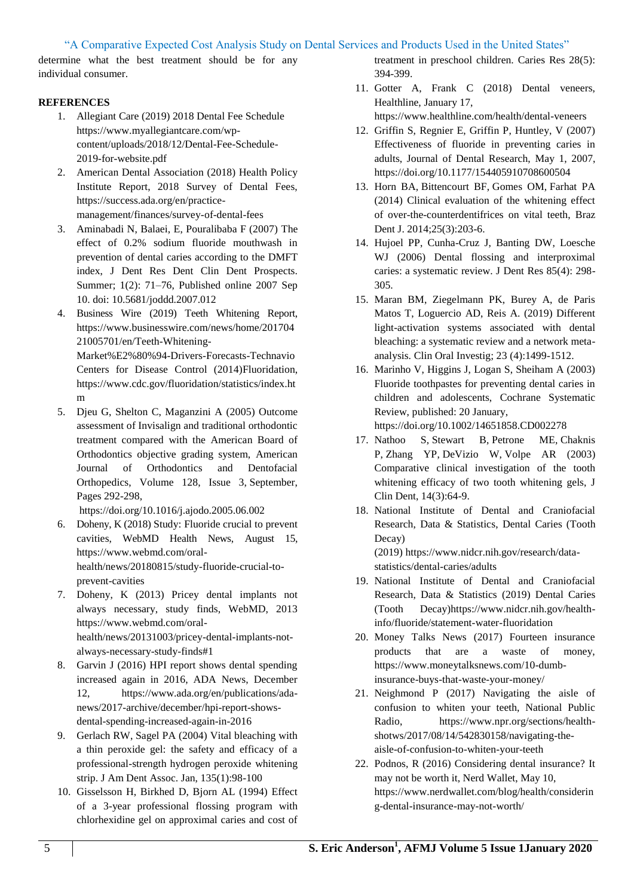determine what the best treatment should be for any individual consumer.

**REFERENCES**

1. Allegiant Care (2019) 2018 Dental Fee Schedule https://www.myallegiantcare.com/wp-content/uploads/2018/12/Dental-Fee-Schedule-2019-for-website.pdf
2. American Dental Association (2018) Health Policy Institute Report, 2018 Survey of Dental Fees, https://success.ada.org/en/practice-management/finances/survey-of-dental-fees
3. Aminabadi N, Balaei, E, Pouralibaba F (2007) The effect of 0.2% sodium fluoride mouthwash in prevention of dental caries according to the DMFT index, J Dent Res Dent Clin Dent Prospects. Summer; 1(2): 71–76, Published online 2007 Sep 10. doi: 10.5681/joddd.2007.012
4. Business Wire (2019) Teeth Whitening Report, https://www.businesswire.com/news/home/20170421005701/en/Teeth-Whitening-Market%E2%80%94-Drivers-Forecasts-Technavio Centers for Disease Control (2014)Fluoridation, https://www.cdc.gov/fluoridation/statistics/index.htm
5. Djeu G, Shelton C, Maganzini A (2005) Outcome assessment of Invisalign and traditional orthodontic treatment compared with the American Board of Orthodontics objective grading system, American Journal of Orthodontics and Dentofacial Orthopedics, Volume 128, Issue 3, September, Pages 292-298, https://doi.org/10.1016/j.ajodo.2005.06.002
6. Doheny, K (2018) Study: Fluoride crucial to prevent cavities, WebMD Health News, August 15, https://www.webmd.com/oral-health/news/20180815/study-fluoride-crucial-to-prevent-cavities
7. Doheny, K (2013) Pricey dental implants not always necessary, study finds, WebMD, 2013 https://www.webmd.com/oral-health/news/20131003/pricey-dental-implants-not-always-necessary-study-finds#1
8. Garvin J (2016) HPI report shows dental spending increased again in 2016, ADA News, December 12, https://www.ada.org/en/publications/ada-news/2017-archive/december/hpi-report-shows-dental-spending-increased-again-in-2016
9. Gerlach RW, Sagel PA (2004) Vital bleaching with a thin peroxide gel: the safety and efficacy of a professional-strength hydrogen peroxide whitening strip. J Am Dent Assoc. Jan, 135(1):98-100
10. Gisselsson H, Birkhed D, Bjorn AL (1994) Effect of a 3-year professional flossing program with chlorhexidine gel on approximal caries and cost of treatment in preschool children. Caries Res 28(5): 394-399.
11. Gotter A, Frank C (2018) Dental veneers, Healthline, January 17, https://www.healthline.com/health/dental-veneers
12. Griffin S, Regnier E, Griffin P, Huntley, V (2007) Effectiveness of fluoride in preventing caries in adults, Journal of Dental Research, May 1, 2007, https://doi.org/10.1177/154405910708600504
13. Horn BA, Bittencourt BF, Gomes OM, Farhat PA (2014) Clinical evaluation of the whitening effect of over-the-counterdentifrices on vital teeth, Braz Dent J. 2014;25(3):203-6.
14. Hujoel PP, Cunha-Cruz J, Banting DW, Loesche WJ (2006) Dental flossing and interproximal caries: a systematic review. J Dent Res 85(4): 298-305.
15. Maran BM, Ziegelmann PK, Burey A, de Paris Matos T, Loguercio AD, Reis A. (2019) Different light-activation systems associated with dental bleaching: a systematic review and a network meta-analysis. Clin Oral Investig; 23 (4):1499-1512.
16. Marinho V, Higgins J, Logan S, Sheiham A (2003) Fluoride toothpastes for preventing dental caries in children and adolescents, Cochrane Systematic Review, published: 20 January, https://doi.org/10.1002/14651858.CD002278
17. Nathoo S, Stewart B, Petrone ME, Chaknis P, Zhang YP, DeVizio W, Volpe AR (2003) Comparative clinical investigation of the tooth whitening efficacy of two tooth whitening gels, J Clin Dent, 14(3):64-9.
18. National Institute of Dental and Craniofacial Research, Data & Statistics, Dental Caries (Tooth Decay) (2019) https://www.nidcr.nih.gov/research/data-statistics/dental-caries/adults
19. National Institute of Dental and Craniofacial Research, Data & Statistics (2019) Dental Caries (Tooth Decay)https://www.nidcr.nih.gov/health-info/fluoride/statement-water-fluoridation
20. Money Talks News (2017) Fourteen insurance products that are a waste of money, https://www.moneytalksnews.com/10-dumb-insurance-buys-that-waste-your-money/
21. Neighmond P (2017) Navigating the aisle of confusion to whiten your teeth, National Public Radio, https://www.npr.org/sections/health-shotws/2017/08/14/542830158/navigating-the-aisle-of-confusion-to-whiten-your-teeth
22. Podnos, R (2016) Considering dental insurance? It may not be worth it, Nerd Wallet, May 10, https://www.nerdwallet.com/blog/health/considering-dental-insurance-may-not-worth/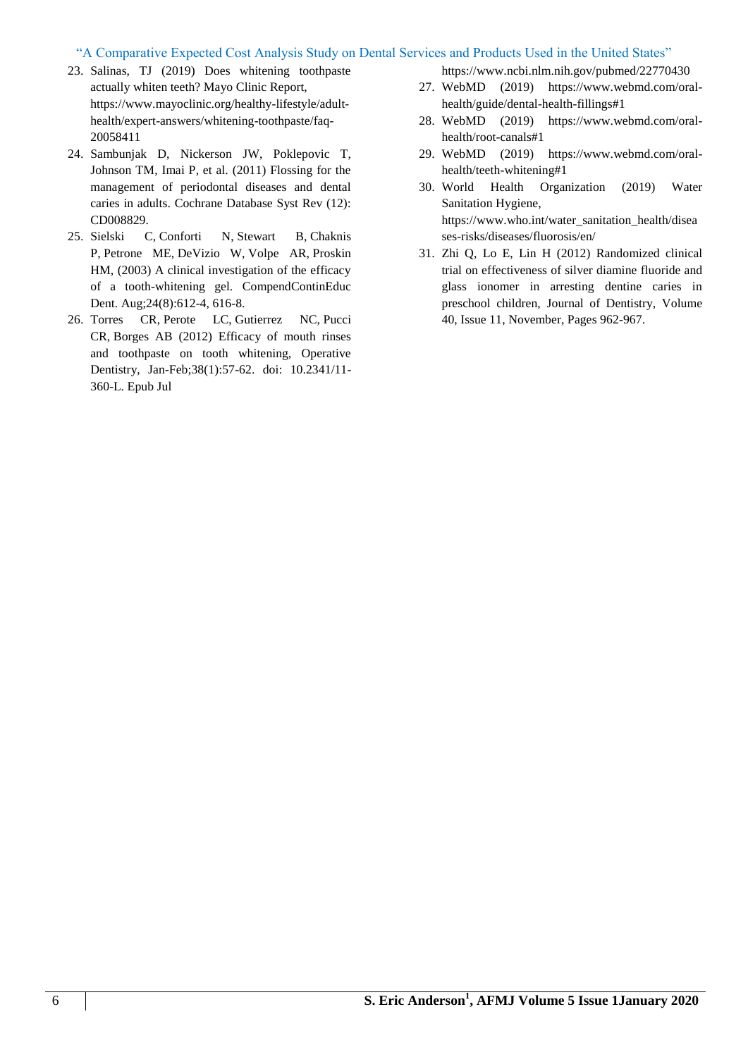23. Salinas, TJ (2019) Does whitening toothpaste actually whiten teeth? Mayo Clinic Report, https://www.mayoclinic.org/healthy-lifestyle/adult-health/expert-answers/whitening-toothpaste/faq-20058411
24. Sambunjak D, Nickerson JW, Poklepovic T, Johnson TM, Imai P, et al. (2011) Flossing for the management of periodontal diseases and dental caries in adults. Cochrane Database Syst Rev (12): CD008829.
25. Sielski C, Conforti N, Stewart B, Chaknis P, Petrone ME, DeVizio W, Volpe AR, Proskin HM, (2003) A clinical investigation of the efficacy of a tooth-whitening gel. CompendContinEduc Dent. Aug;24(8):612-4, 616-8.
26. Torres CR, Perote LC, Gutierrez NC, Pucci CR, Borges AB (2012) Efficacy of mouth rinses and toothpaste on tooth whitening, Operative Dentistry, Jan-Feb;38(1):57-62. doi: 10.2341/11-360-L. Epub Jul https://www.ncbi.nlm.nih.gov/pubmed/22770430
27. WebMD (2019) https://www.webmd.com/oral-health/guide/dental-health-fillings#1
28. WebMD (2019) https://www.webmd.com/oral-health/root-canals#1
29. WebMD (2019) https://www.webmd.com/oral-health/teeth-whitening#1
30. World Health Organization (2019) Water Sanitation Hygiene, https://www.who.int/water_sanitation_health/diseases-risks/diseases/fluorosis/en/
31. Zhi Q, Lo E, Lin H (2012) Randomized clinical trial on effectiveness of silver diamine fluoride and glass ionomer in arresting dentine caries in preschool children, Journal of Dentistry, Volume 40, Issue 11, November, Pages 962-967.